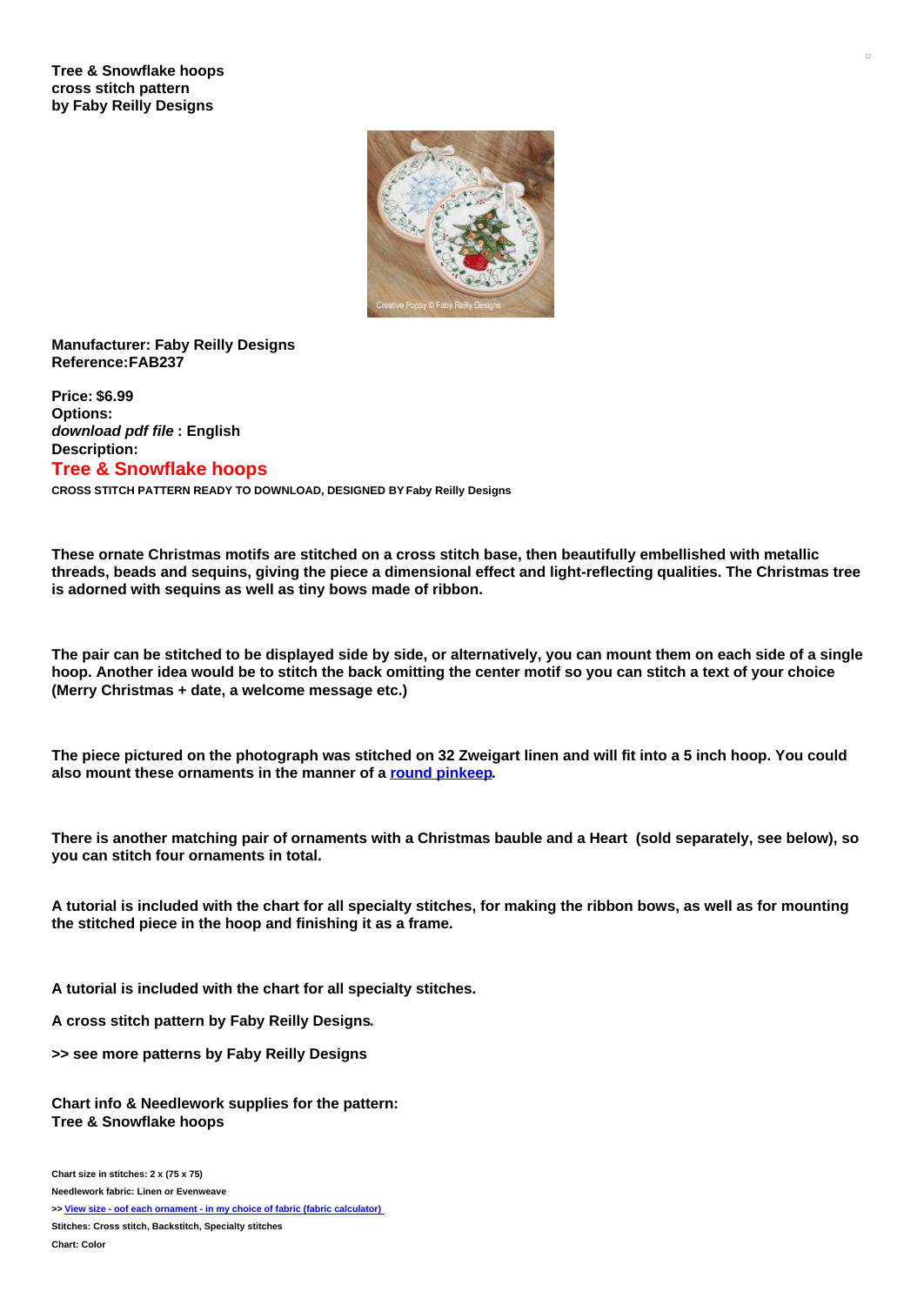**Tree & Snowflake hoops cross stitch pattern by Faby Reilly Designs**

**Manufacturer: Faby Reilly Designs**
**Reference:FAB237**

**Price: $6.99**
**Options:**
***download pdf file*** **: English**
**Description:**

## Tree & Snowflake hoops

**CROSS STITCH PATTERN READY TO DOWNLOAD, DESIGNED BY Faby Reilly Designs**

**These ornate Christmas motifs are stitched on a cross stitch base, then beautifully embellished with metallic threads, beads and sequins, giving the piece a dimensional effect and light-reflecting qualities. The Christmas tree is adorned with sequins as well as tiny bows made of ribbon.**

**The pair can be stitched to be displayed side by side, or alternatively, you can mount them on each side of a single hoop. Another idea would be to stitch the back omitting the center motif so you can stitch a text of your choice (Merry Christmas + date, a welcome message etc.)**

**The piece pictured on the photograph was stitched on 32 Zweigart linen and will fit into a 5 inch hoop. You could also mount these ornaments in the manner of a round pinkeep.**

**There is another matching pair of ornaments with a Christmas bauble and a Heart (sold separately, see below), so you can stitch four ornaments in total.**

**A tutorial is included with the chart for all specialty stitches, for making the ribbon bows, as well as for mounting the stitched piece in the hoop and finishing it as a frame.**

**A tutorial is included with the chart for all specialty stitches.**

**A cross stitch pattern by Faby Reilly Designs.**

**>> see more patterns by Faby Reilly Designs**

**Chart info & Needlework supplies for the pattern: Tree & Snowflake hoops**

**Chart size in stitches: 2 x (75 x 75)**

**Needlework fabric: Linen or Evenweave**

**>> View size - oof each ornament - in my choice of fabric (fabric calculator)**

**Stitches: Cross stitch, Backstitch, Specialty stitches**

**Chart: Color**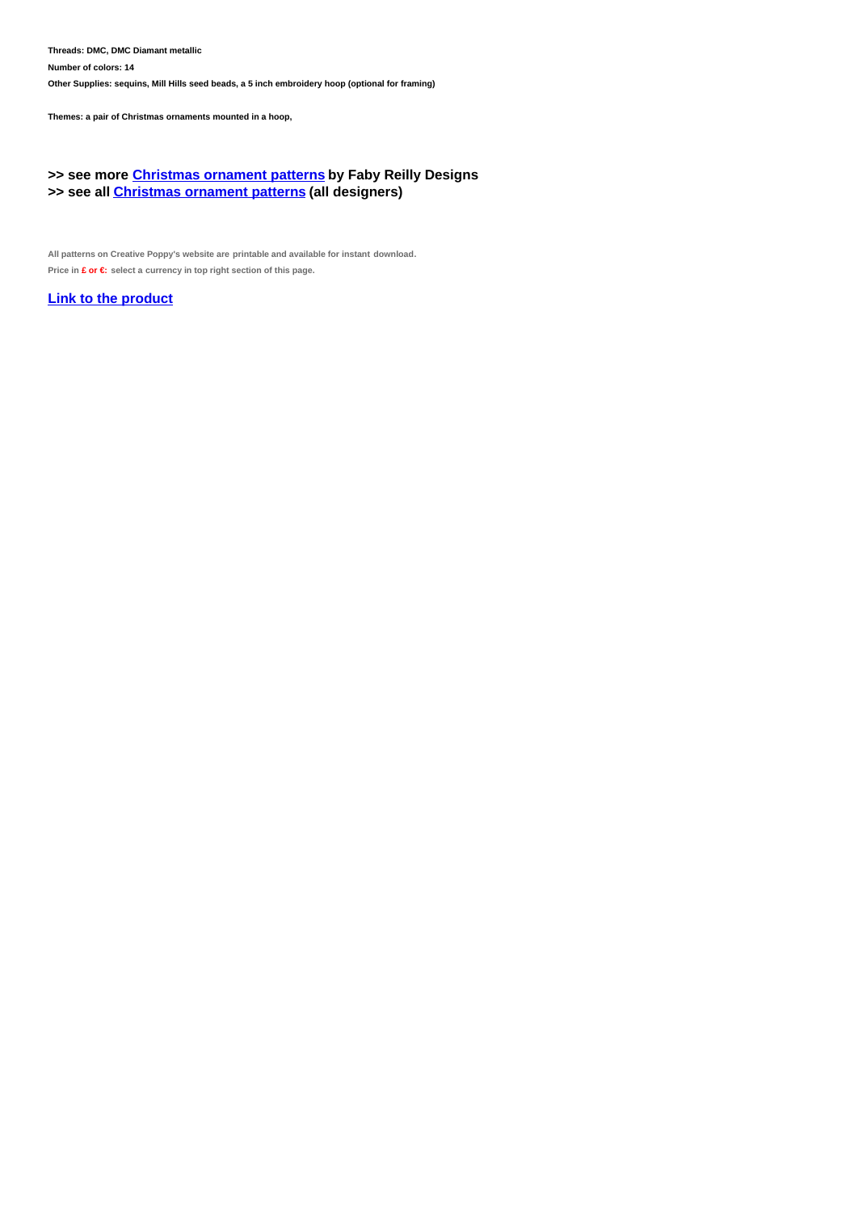**Threads: DMC, DMC Diamant metallic**

**Number of colors: 14**

**Other Supplies: sequins, Mill Hills seed beads, a 5 inch embroidery hoop (optional for framing)**

**Themes: a pair of Christmas ornaments mounted in a hoop,**

**>> see more [Christmas ornament patterns](#) by Faby Reilly Designs**
**>> see all [Christmas ornament patterns](#) (all designers)**

**All patterns on Creative Poppy's website are printable and available for instant download.**

**Price in £ or €: select a currency in top right section of this page.**

**[Link to the product](#)**